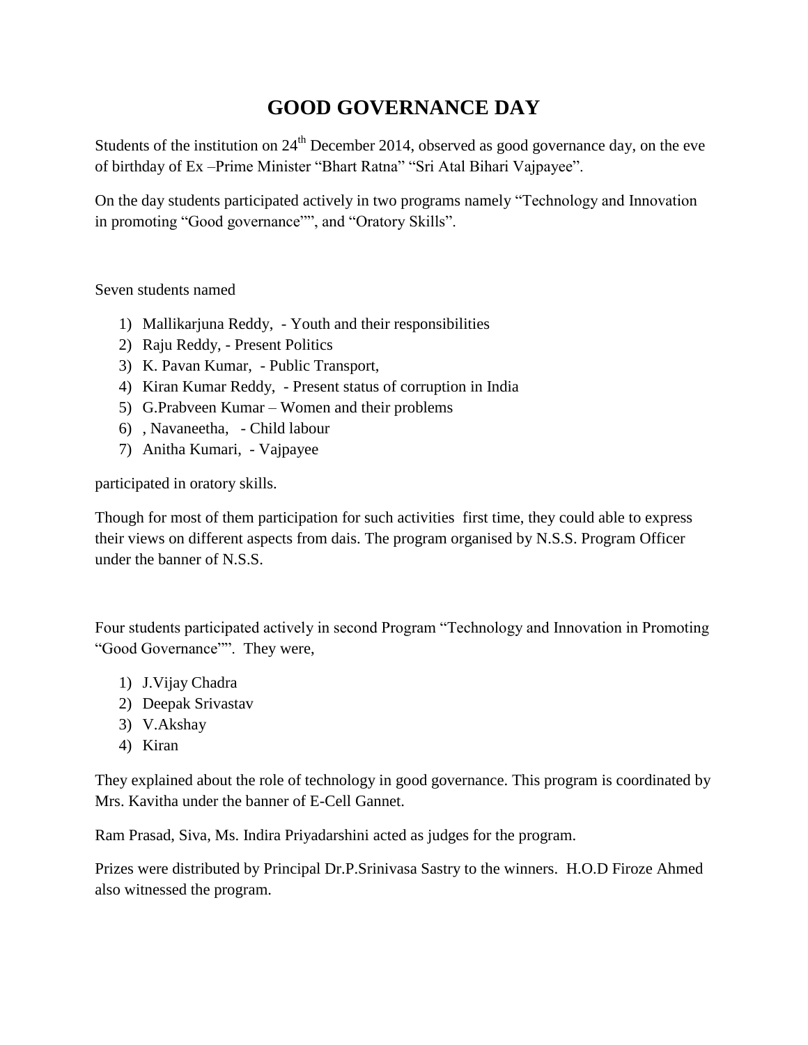# GOOD GOVERNANCE DAY

Students of the institution on 24th December 2014, observed as good governance day, on the eve of birthday of Ex –Prime Minister "Bhart Ratna" "Sri Atal Bihari Vajpayee".

On the day students participated actively in two programs namely "Technology and Innovation in promoting "Good governance"", and "Oratory Skills".

Seven students named

1) Mallikarjuna Reddy, - Youth and their responsibilities
2) Raju Reddy, - Present Politics
3) K. Pavan Kumar, - Public Transport,
4) Kiran Kumar Reddy, - Present status of corruption in India
5) G.Prabveen Kumar – Women and their problems
6) , Navaneetha, - Child labour
7) Anitha Kumari, - Vajpayee

participated in oratory skills.

Though for most of them participation for such activities first time, they could able to express their views on different aspects from dais. The program organised by N.S.S. Program Officer under the banner of N.S.S.

Four students participated actively in second Program "Technology and Innovation in Promoting "Good Governance"". They were,

1) J.Vijay Chadra
2) Deepak Srivastav
3) V.Akshay
4) Kiran

They explained about the role of technology in good governance. This program is coordinated by Mrs. Kavitha under the banner of E-Cell Gannet.

Ram Prasad, Siva, Ms. Indira Priyadarshini acted as judges for the program.

Prizes were distributed by Principal Dr.P.Srinivasa Sastry to the winners. H.O.D Firoze Ahmed also witnessed the program.